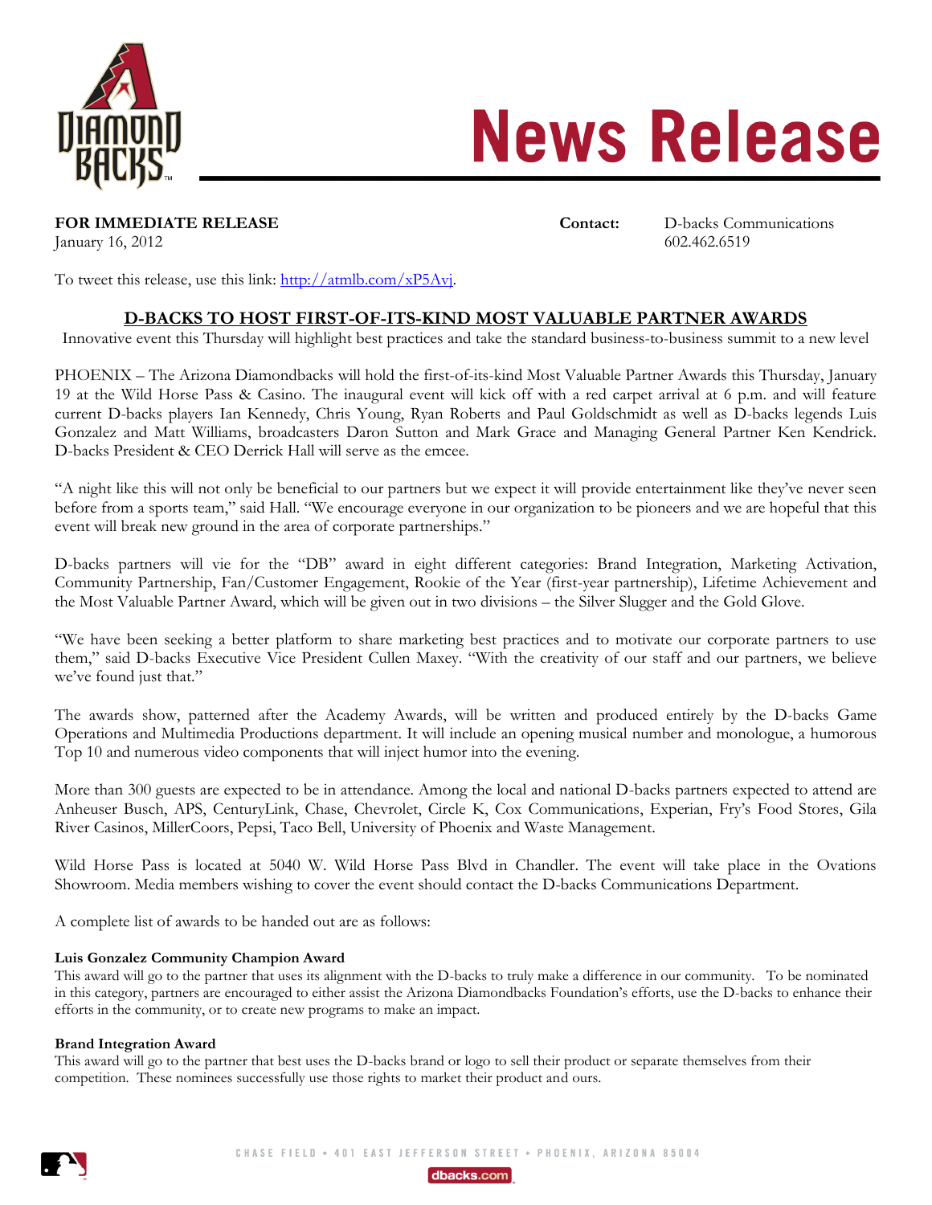# News Release

**FOR IMMEDIATE RELEASE**
January 16, 2012

**Contact:** D-backs Communications
602.462.6519

To tweet this release, use this link: http://atmlb.com/xP5Avj.

## D-BACKS TO HOST FIRST-OF-ITS-KIND MOST VALUABLE PARTNER AWARDS

Innovative event this Thursday will highlight best practices and take the standard business-to-business summit to a new level

PHOENIX – The Arizona Diamondbacks will hold the first-of-its-kind Most Valuable Partner Awards this Thursday, January 19 at the Wild Horse Pass & Casino. The inaugural event will kick off with a red carpet arrival at 6 p.m. and will feature current D-backs players Ian Kennedy, Chris Young, Ryan Roberts and Paul Goldschmidt as well as D-backs legends Luis Gonzalez and Matt Williams, broadcasters Daron Sutton and Mark Grace and Managing General Partner Ken Kendrick. D-backs President & CEO Derrick Hall will serve as the emcee.

"A night like this will not only be beneficial to our partners but we expect it will provide entertainment like they've never seen before from a sports team," said Hall. "We encourage everyone in our organization to be pioneers and we are hopeful that this event will break new ground in the area of corporate partnerships."

D-backs partners will vie for the "DB" award in eight different categories: Brand Integration, Marketing Activation, Community Partnership, Fan/Customer Engagement, Rookie of the Year (first-year partnership), Lifetime Achievement and the Most Valuable Partner Award, which will be given out in two divisions – the Silver Slugger and the Gold Glove.

"We have been seeking a better platform to share marketing best practices and to motivate our corporate partners to use them," said D-backs Executive Vice President Cullen Maxey. "With the creativity of our staff and our partners, we believe we've found just that."

The awards show, patterned after the Academy Awards, will be written and produced entirely by the D-backs Game Operations and Multimedia Productions department. It will include an opening musical number and monologue, a humorous Top 10 and numerous video components that will inject humor into the evening.

More than 300 guests are expected to be in attendance. Among the local and national D-backs partners expected to attend are Anheuser Busch, APS, CenturyLink, Chase, Chevrolet, Circle K, Cox Communications, Experian, Fry's Food Stores, Gila River Casinos, MillerCoors, Pepsi, Taco Bell, University of Phoenix and Waste Management.

Wild Horse Pass is located at 5040 W. Wild Horse Pass Blvd in Chandler. The event will take place in the Ovations Showroom. Media members wishing to cover the event should contact the D-backs Communications Department.

A complete list of awards to be handed out are as follows:

**Luis Gonzalez Community Champion Award**
This award will go to the partner that uses its alignment with the D-backs to truly make a difference in our community. To be nominated in this category, partners are encouraged to either assist the Arizona Diamondbacks Foundation's efforts, use the D-backs to enhance their efforts in the community, or to create new programs to make an impact.

**Brand Integration Award**
This award will go to the partner that best uses the D-backs brand or logo to sell their product or separate themselves from their competition. These nominees successfully use those rights to market their product and ours.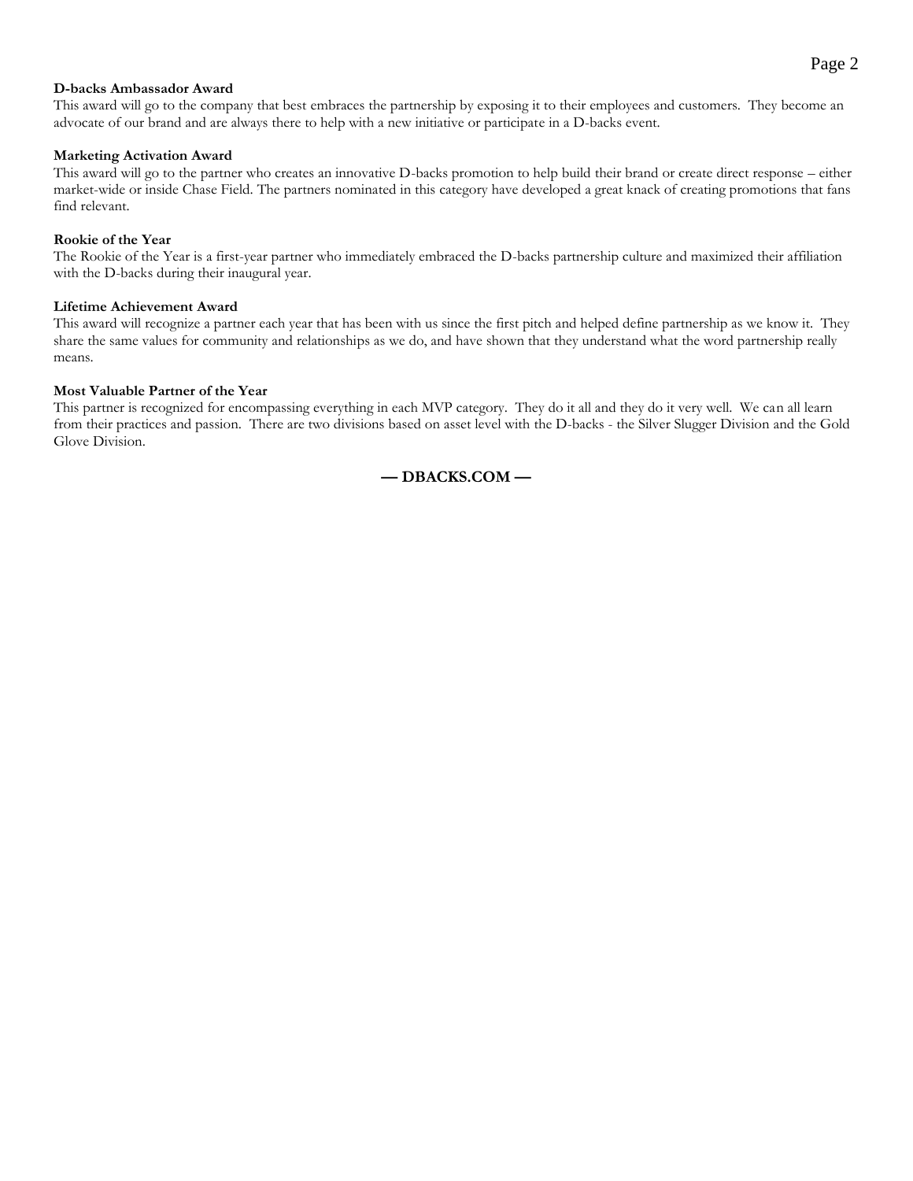**D-backs Ambassador Award**

This award will go to the company that best embraces the partnership by exposing it to their employees and customers. They become an advocate of our brand and are always there to help with a new initiative or participate in a D-backs event.

**Marketing Activation Award**

This award will go to the partner who creates an innovative D-backs promotion to help build their brand or create direct response – either market-wide or inside Chase Field. The partners nominated in this category have developed a great knack of creating promotions that fans find relevant.

**Rookie of the Year**

The Rookie of the Year is a first-year partner who immediately embraced the D-backs partnership culture and maximized their affiliation with the D-backs during their inaugural year.

**Lifetime Achievement Award**

This award will recognize a partner each year that has been with us since the first pitch and helped define partnership as we know it. They share the same values for community and relationships as we do, and have shown that they understand what the word partnership really means.

**Most Valuable Partner of the Year**

This partner is recognized for encompassing everything in each MVP category. They do it all and they do it very well. We can all learn from their practices and passion. There are two divisions based on asset level with the D-backs - the Silver Slugger Division and the Gold Glove Division.

**— DBACKS.COM —**